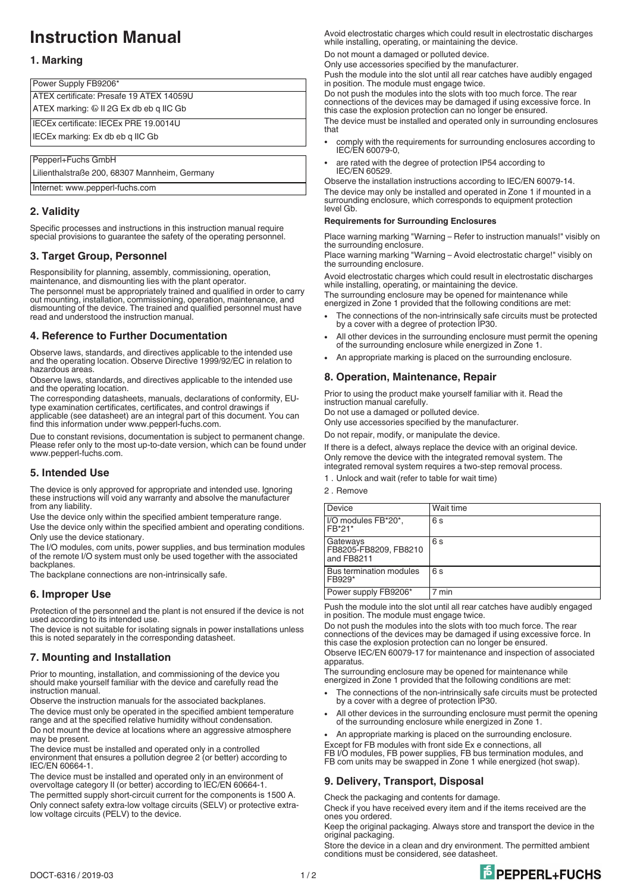# Instruction Manual

## 1. Marking

| |
|---|
| Power Supply FB9206* |
| ATEX certificate: Presafe 19 ATEX 14059U |
| ATEX marking: Ⓔ II 2G Ex db eb q IIC Gb |
| IECEx certificate: IECEx PRE 19.0014U |
| IECEx marking: Ex db eb q IIC Gb |

| |
|---|
| Pepperl+Fuchs GmbH |
| Lilienthalstraße 200, 68307 Mannheim, Germany |
| Internet: www.pepperl-fuchs.com |

## 2. Validity

Specific processes and instructions in this instruction manual require special provisions to guarantee the safety of the operating personnel.

## 3. Target Group, Personnel

Responsibility for planning, assembly, commissioning, operation, maintenance, and dismounting lies with the plant operator.

The personnel must be appropriately trained and qualified in order to carry out mounting, installation, commissioning, operation, maintenance, and dismounting of the device. The trained and qualified personnel must have read and understood the instruction manual.

## 4. Reference to Further Documentation

Observe laws, standards, and directives applicable to the intended use and the operating location. Observe Directive 1999/92/EC in relation to hazardous areas.

Observe laws, standards, and directives applicable to the intended use and the operating location.

The corresponding datasheets, manuals, declarations of conformity, EU-type examination certificates, certificates, and control drawings if applicable (see datasheet) are an integral part of this document. You can find this information under www.pepperl-fuchs.com.

Due to constant revisions, documentation is subject to permanent change. Please refer only to the most up-to-date version, which can be found under www.pepperl-fuchs.com.

## 5. Intended Use

The device is only approved for appropriate and intended use. Ignoring these instructions will void any warranty and absolve the manufacturer from any liability.

Use the device only within the specified ambient temperature range.

Use the device only within the specified ambient and operating conditions.

Only use the device stationary.

The I/O modules, com units, power supplies, and bus termination modules of the remote I/O system must only be used together with the associated backplanes.

The backplane connections are non-intrinsically safe.

## 6. Improper Use

Protection of the personnel and the plant is not ensured if the device is not used according to its intended use.

The device is not suitable for isolating signals in power installations unless this is noted separately in the corresponding datasheet.

## 7. Mounting and Installation

Prior to mounting, installation, and commissioning of the device you should make yourself familiar with the device and carefully read the instruction manual.

Observe the instruction manuals for the associated backplanes.

The device must only be operated in the specified ambient temperature range and at the specified relative humidity without condensation.

Do not mount the device at locations where an aggressive atmosphere may be present.

The device must be installed and operated only in a controlled environment that ensures a pollution degree 2 (or better) according to IEC/EN 60664-1.

The device must be installed and operated only in an environment of overvoltage category II (or better) according to IEC/EN 60664-1.

The permitted supply short-circuit current for the components is 1500 A.

Only connect safety extra-low voltage circuits (SELV) or protective extra-low voltage circuits (PELV) to the device.

Avoid electrostatic charges which could result in electrostatic discharges while installing, operating, or maintaining the device.

Do not mount a damaged or polluted device.

Only use accessories specified by the manufacturer.

Push the module into the slot until all rear catches have audibly engaged in position. The module must engage twice.

Do not push the modules into the slots with too much force. The rear connections of the devices may be damaged if using excessive force. In this case the explosion protection can no longer be ensured.

The device must be installed and operated only in surrounding enclosures that

- comply with the requirements for surrounding enclosures according to IEC/EN 60079-0,
- are rated with the degree of protection IP54 according to IEC/EN 60529.

Observe the installation instructions according to IEC/EN 60079-14.

The device may only be installed and operated in Zone 1 if mounted in a surrounding enclosure, which corresponds to equipment protection level Gb.

**Requirements for Surrounding Enclosures**

Place warning marking "Warning – Refer to instruction manuals!" visibly on the surrounding enclosure.

Place warning marking "Warning – Avoid electrostatic charge!" visibly on the surrounding enclosure.

Avoid electrostatic charges which could result in electrostatic discharges while installing, operating, or maintaining the device.

The surrounding enclosure may be opened for maintenance while energized in Zone 1 provided that the following conditions are met:

- The connections of the non-intrinsically safe circuits must be protected by a cover with a degree of protection IP30.
- All other devices in the surrounding enclosure must permit the opening of the surrounding enclosure while energized in Zone 1.
- An appropriate marking is placed on the surrounding enclosure.

## 8. Operation, Maintenance, Repair

Prior to using the product make yourself familiar with it. Read the instruction manual carefully.

Do not use a damaged or polluted device.

Only use accessories specified by the manufacturer.

Do not repair, modify, or manipulate the device.

If there is a defect, always replace the device with an original device.

Only remove the device with the integrated removal system. The integrated removal system requires a two-step removal process.

1. Unlock and wait (refer to table for wait time)
2. Remove

| Device | Wait time |
|---|---|
| I/O modules FB*20*, FB*21* | 6 s |
| Gateways FB8205-FB8209, FB8210 and FB8211 | 6 s |
| Bus termination modules FB929* | 6 s |
| Power supply FB9206* | 7 min |

Push the module into the slot until all rear catches have audibly engaged in position. The module must engage twice.

Do not push the modules into the slots with too much force. The rear connections of the devices may be damaged if using excessive force. In this case the explosion protection can no longer be ensured.

Observe IEC/EN 60079-17 for maintenance and inspection of associated apparatus.

The surrounding enclosure may be opened for maintenance while energized in Zone 1 provided that the following conditions are met:

- The connections of the non-intrinsically safe circuits must be protected by a cover with a degree of protection IP30.
- All other devices in the surrounding enclosure must permit the opening of the surrounding enclosure while energized in Zone 1.
- An appropriate marking is placed on the surrounding enclosure.

Except for FB modules with front side Ex e connections, all FB I/O modules, FB power supplies, FB bus termination modules, and FB com units may be swapped in Zone 1 while energized (hot swap).

## 9. Delivery, Transport, Disposal

Check the packaging and contents for damage.

Check if you have received every item and if the items received are the ones you ordered.

Keep the original packaging. Always store and transport the device in the original packaging.

Store the device in a clean and dry environment. The permitted ambient conditions must be considered, see datasheet.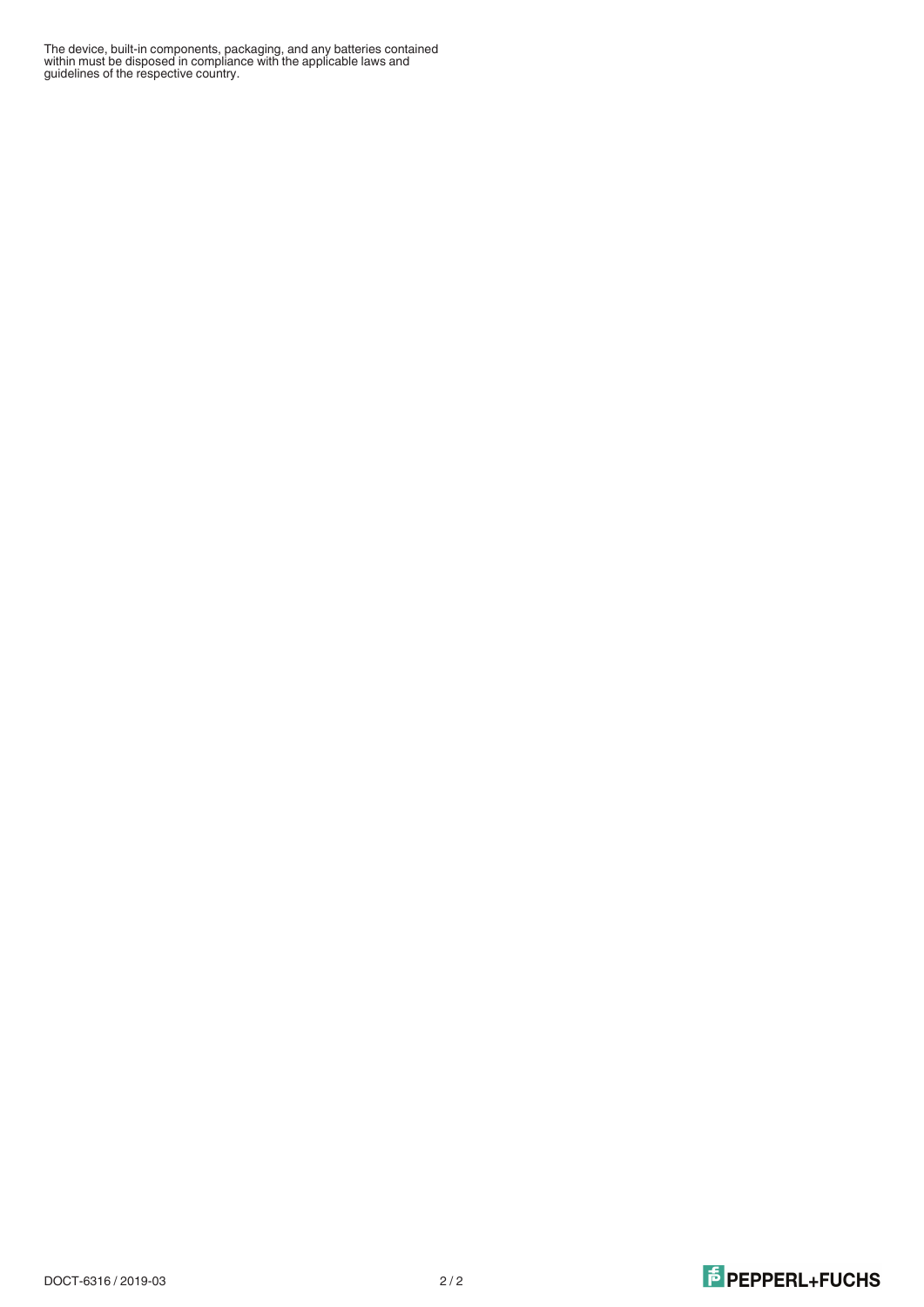The device, built-in components, packaging, and any batteries contained within must be disposed in compliance with the applicable laws and guidelines of the respective country.